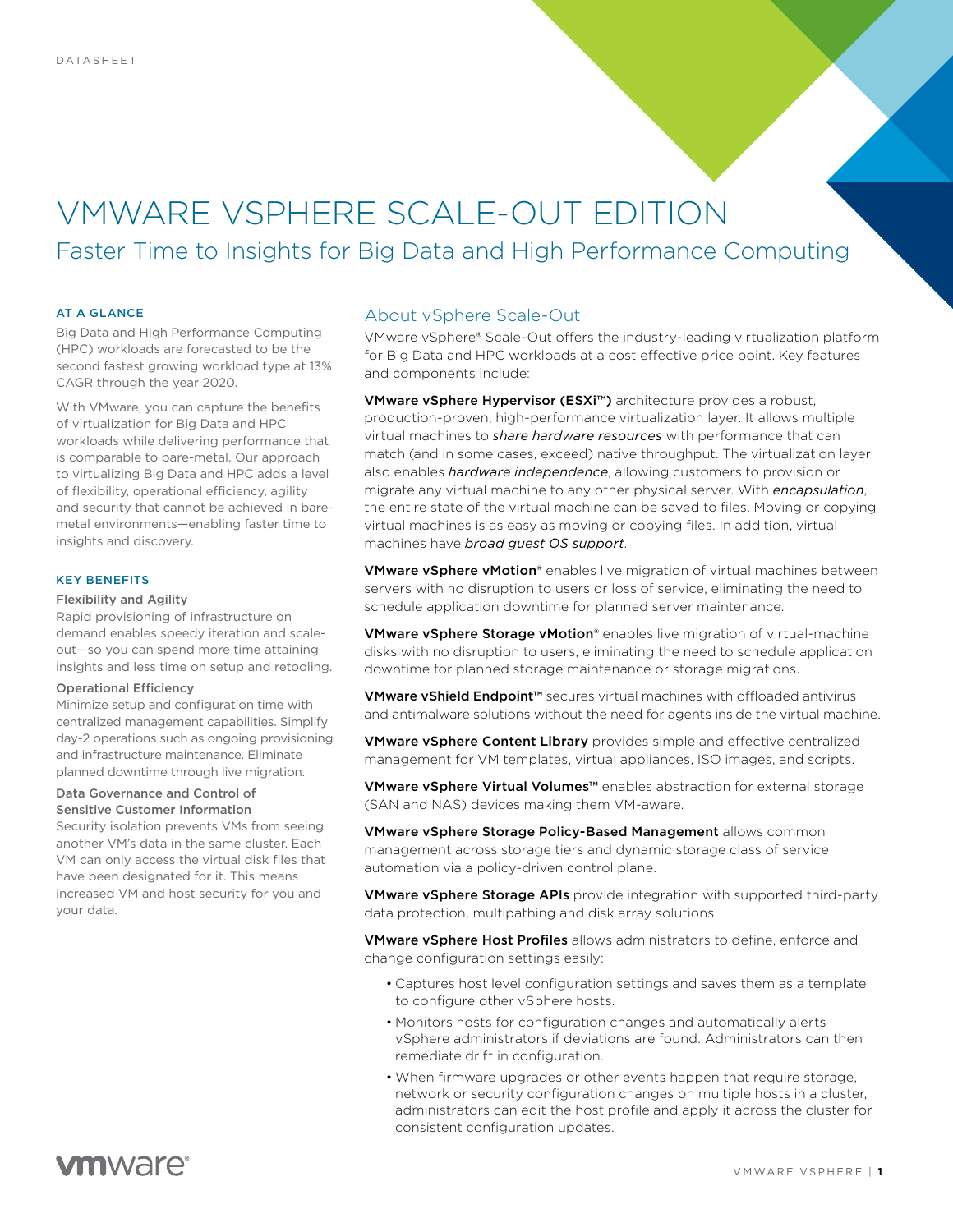DATASHEET

# VMWARE VSPHERE SCALE-OUT EDITION

## Faster Time to Insights for Big Data and High Performance Computing

### AT A GLANCE

Big Data and High Performance Computing (HPC) workloads are forecasted to be the second fastest growing workload type at 13% CAGR through the year 2020.

With VMware, you can capture the benefits of virtualization for Big Data and HPC workloads while delivering performance that is comparable to bare-metal. Our approach to virtualizing Big Data and HPC adds a level of flexibility, operational efficiency, agility and security that cannot be achieved in bare-metal environments—enabling faster time to insights and discovery.

### KEY BENEFITS

**Flexibility and Agility**

Rapid provisioning of infrastructure on demand enables speedy iteration and scale-out—so you can spend more time attaining insights and less time on setup and retooling.

**Operational Efficiency**

Minimize setup and configuration time with centralized management capabilities. Simplify day-2 operations such as ongoing provisioning and infrastructure maintenance. Eliminate planned downtime through live migration.

**Data Governance and Control of Sensitive Customer Information**

Security isolation prevents VMs from seeing another VM's data in the same cluster. Each VM can only access the virtual disk files that have been designated for it. This means increased VM and host security for you and your data.

## About vSphere Scale-Out

VMware vSphere® Scale-Out offers the industry-leading virtualization platform for Big Data and HPC workloads at a cost effective price point. Key features and components include:

**VMware vSphere Hypervisor (ESXi™)** architecture provides a robust, production-proven, high-performance virtualization layer. It allows multiple virtual machines to *share hardware resources* with performance that can match (and in some cases, exceed) native throughput. The virtualization layer also enables *hardware independence*, allowing customers to provision or migrate any virtual machine to any other physical server. With *encapsulation*, the entire state of the virtual machine can be saved to files. Moving or copying virtual machines is as easy as moving or copying files. In addition, virtual machines have *broad guest OS support*.

**VMware vSphere vMotion®** enables live migration of virtual machines between servers with no disruption to users or loss of service, eliminating the need to schedule application downtime for planned server maintenance.

**VMware vSphere Storage vMotion®** enables live migration of virtual-machine disks with no disruption to users, eliminating the need to schedule application downtime for planned storage maintenance or storage migrations.

**VMware vShield Endpoint™** secures virtual machines with offloaded antivirus and antimalware solutions without the need for agents inside the virtual machine.

**VMware vSphere Content Library** provides simple and effective centralized management for VM templates, virtual appliances, ISO images, and scripts.

**VMware vSphere Virtual Volumes™** enables abstraction for external storage (SAN and NAS) devices making them VM-aware.

**VMware vSphere Storage Policy-Based Management** allows common management across storage tiers and dynamic storage class of service automation via a policy-driven control plane.

**VMware vSphere Storage APIs** provide integration with supported third-party data protection, multipathing and disk array solutions.

**VMware vSphere Host Profiles** allows administrators to define, enforce and change configuration settings easily:

- Captures host level configuration settings and saves them as a template to configure other vSphere hosts.
- Monitors hosts for configuration changes and automatically alerts vSphere administrators if deviations are found. Administrators can then remediate drift in configuration.
- When firmware upgrades or other events happen that require storage, network or security configuration changes on multiple hosts in a cluster, administrators can edit the host profile and apply it across the cluster for consistent configuration updates.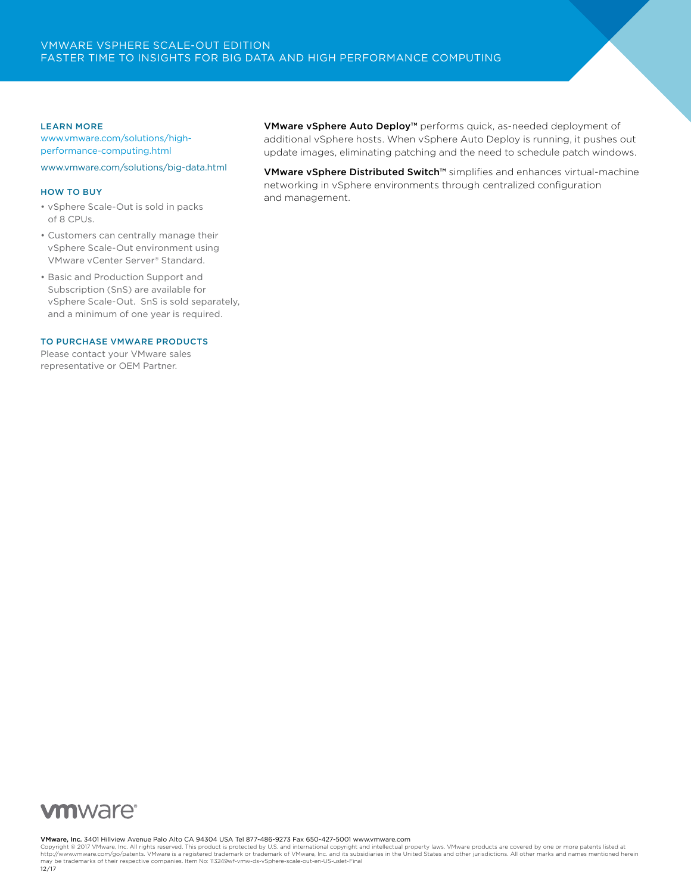**VMware vSphere Auto Deploy™** performs quick, as-needed deployment of additional vSphere hosts. When vSphere Auto Deploy is running, it pushes out update images, eliminating patching and the need to schedule patch windows.

**VMware vSphere Distributed Switch™** simplifies and enhances virtual-machine networking in vSphere environments through centralized configuration and management.

### LEARN MORE

www.vmware.com/solutions/high-performance-computing.html

www.vmware.com/solutions/big-data.html

### HOW TO BUY

- vSphere Scale-Out is sold in packs of 8 CPUs.
- Customers can centrally manage their vSphere Scale-Out environment using VMware vCenter Server® Standard.
- Basic and Production Support and Subscription (SnS) are available for vSphere Scale-Out. SnS is sold separately, and a minimum of one year is required.

### TO PURCHASE VMWARE PRODUCTS

Please contact your VMware sales representative or OEM Partner.

**VMware, Inc.** 3401 Hillview Avenue Palo Alto CA 94304 USA Tel 877-486-9273 Fax 650-427-5001 www.vmware.com
Copyright © 2017 VMware, Inc. All rights reserved. This product is protected by U.S. and international copyright and intellectual property laws. VMware products are covered by one or more patents listed at http://www.vmware.com/go/patents. VMware is a registered trademark or trademark of VMware, Inc. and its subsidiaries in the United States and other jurisdictions. All other marks and names mentioned herein may be trademarks of their respective companies. Item No: 113249wf-vmw-ds-vSphere-scale-out-en-US-uslet-Final
12/17